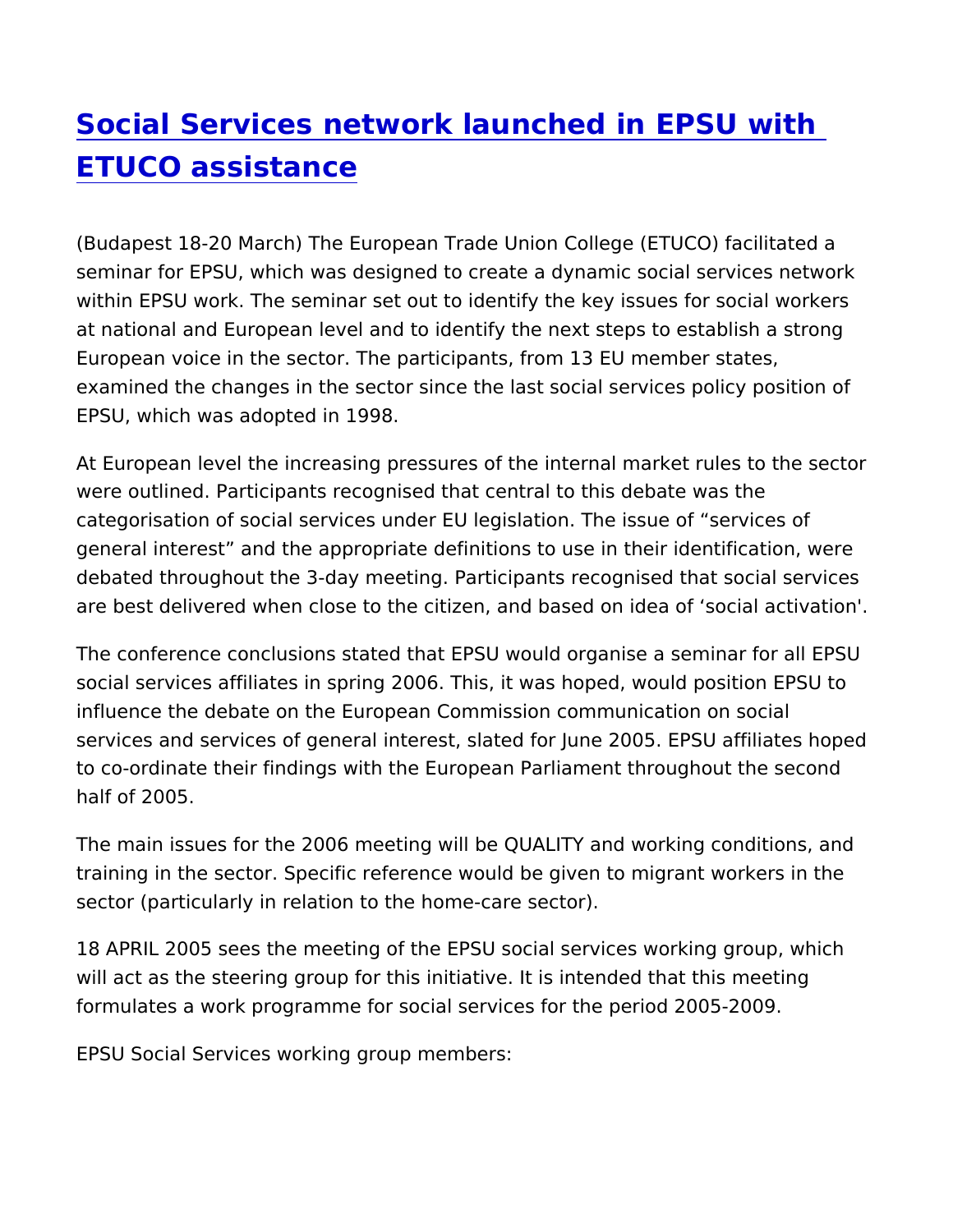# [Social Services network launched in EPSU with ETUCO assistance]

(Budapest 18-20 March) The European Trade Union College (ETUCO) facilitated a seminar for EPSU, which was designed to create a dynamic social services network within EPSU work. The seminar set out to identify the key issues for social workers at national and European level and to identify the next steps to establish a strong European voice in the sector. The participants, from 13 EU member states, examined the changes in the sector since the last social services policy position of EPSU, which was adopted in 1998.

At European level the increasing pressures of the internal market rules to the sector were outlined. Participants recognised that central to this debate was the categorisation of social services under EU legislation. The issue of “services of general interest” and the appropriate definitions to use in their identification, were debated throughout the 3-day meeting. Participants recognised that social services are best delivered when close to the citizen, and based on idea of ‘social activation'.

The conference conclusions stated that EPSU would organise a seminar for all EPSU social services affiliates in spring 2006. This, it was hoped, would position EPSU to influence the debate on the European Commission communication on social services and services of general interest, slated for June 2005. EPSU affiliates hoped to co-ordinate their findings with the European Parliament throughout the second half of 2005.

The main issues for the 2006 meeting will be QUALITY and working conditions, and training in the sector. Specific reference would be given to migrant workers in the sector (particularly in relation to the home-care sector).

18 APRIL 2005 sees the meeting of the EPSU social services working group, which will act as the steering group for this initiative. It is intended that this meeting formulates a work programme for social services for the period 2005-2009.

EPSU Social Services working group members: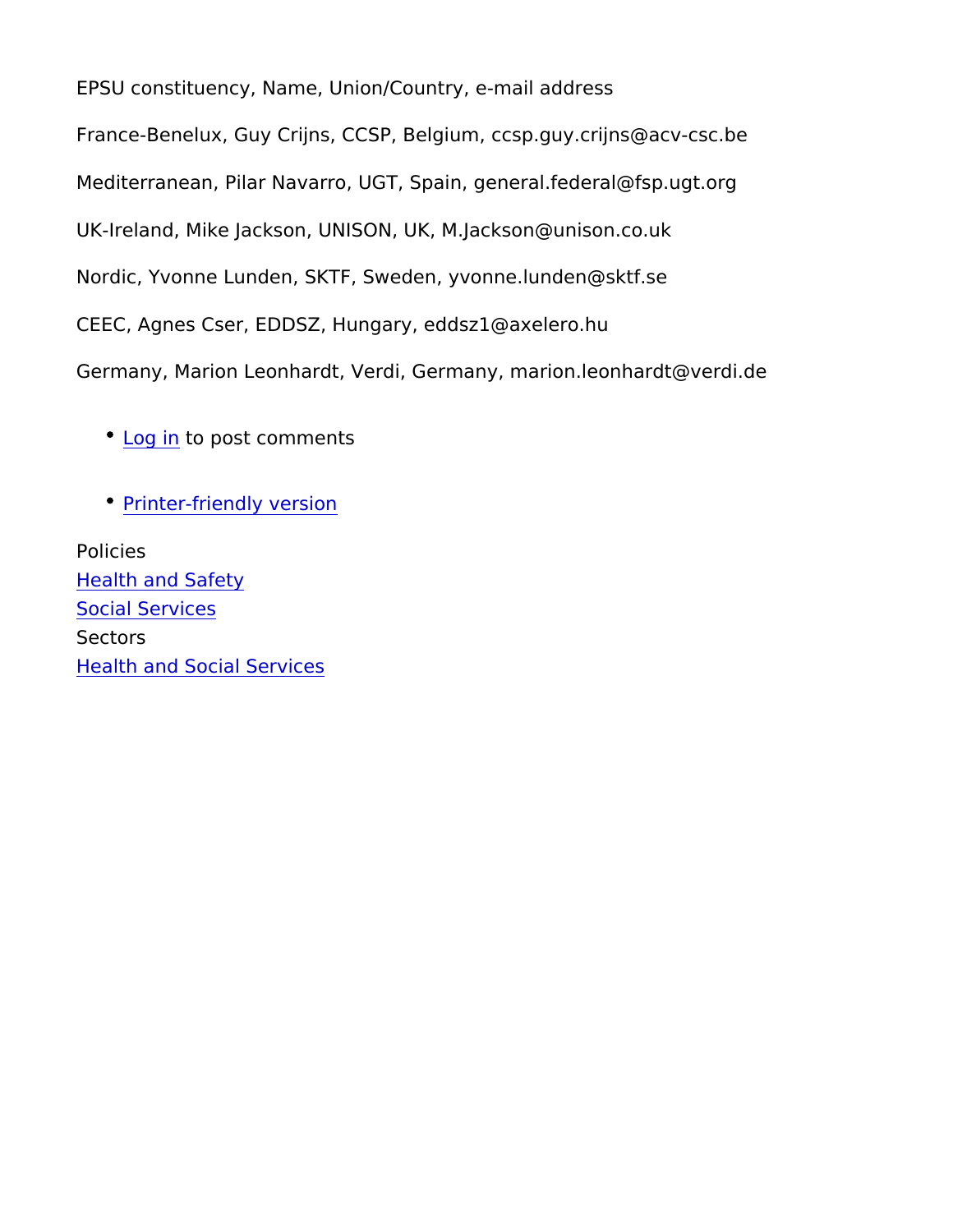EPSU constituency, Name, Union/Country, e-mail address

France-Benelux, Guy Crijns, CCSP, Belgium, ccsp.guy.crijns@acv-csc.be

Mediterranean, Pilar Navarro, UGT, Spain, general.federal@fsp.ugt.org

UK-Ireland, Mike Jackson, UNISON, UK, M.Jackson@unison.co.uk

Nordic, Yvonne Lunden, SKTF, Sweden, yvonne.lunden@sktf.se

CEEC, Agnes Cser, EDDSZ, Hungary, eddsz1@axelero.hu

Germany, Marion Leonhardt, Verdi, Germany, marion.leonhardt@verdi.de

- Log in to post comments

- Printer-friendly version

Policies
Health and Safety
Social Services
Sectors
Health and Social Services